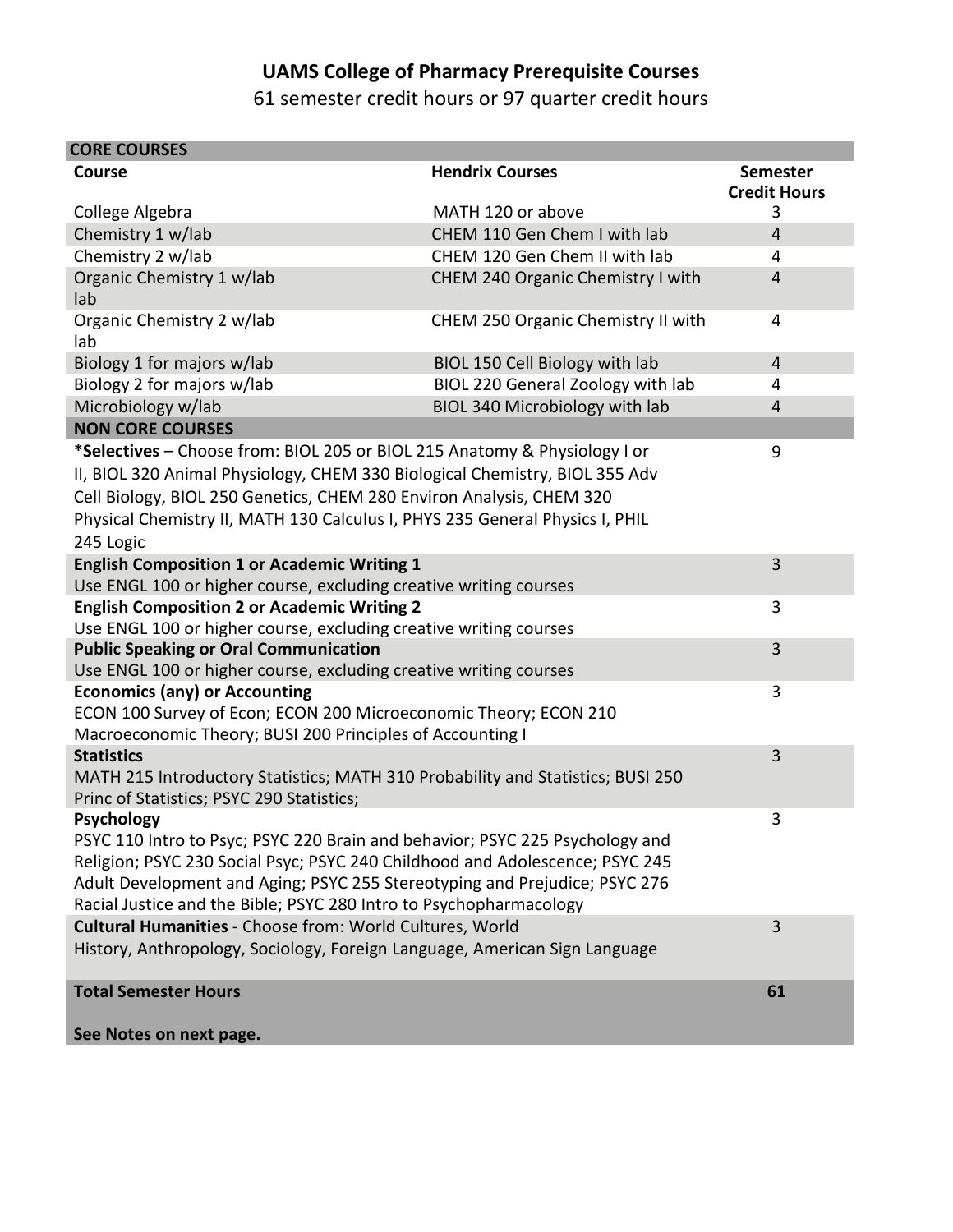# UAMS College of Pharmacy Prerequisite Courses

61 semester credit hours or 97 quarter credit hours

| **CORE COURSES** | | |
|---|---|---|
| **Course** | **Hendrix Courses** | **Semester Credit Hours** |
| College Algebra | MATH 120 or above | 3 |
| Chemistry 1 w/lab | CHEM 110 Gen Chem I with lab | 4 |
| Chemistry 2 w/lab | CHEM 120 Gen Chem II with lab | 4 |
| Organic Chemistry 1 w/lab lab | CHEM 240 Organic Chemistry I with | 4 |
| Organic Chemistry 2 w/lab lab | CHEM 250 Organic Chemistry II with | 4 |
| Biology 1 for majors w/lab | BIOL 150 Cell Biology with lab | 4 |
| Biology 2 for majors w/lab | BIOL 220 General Zoology with lab | 4 |
| Microbiology w/lab | BIOL 340 Microbiology with lab | 4 |
| **NON CORE COURSES** | | |
| ***Selectives** – Choose from: BIOL 205 or BIOL 215 Anatomy & Physiology I or II, BIOL 320 Animal Physiology, CHEM 330 Biological Chemistry, BIOL 355 Adv Cell Biology, BIOL 250 Genetics, CHEM 280 Environ Analysis, CHEM 320 Physical Chemistry II, MATH 130 Calculus I, PHYS 235 General Physics I, PHIL 245 Logic | | 9 |
| **English Composition 1 or Academic Writing 1** Use ENGL 100 or higher course, excluding creative writing courses | | 3 |
| **English Composition 2 or Academic Writing 2** Use ENGL 100 or higher course, excluding creative writing courses | | 3 |
| **Public Speaking or Oral Communication** Use ENGL 100 or higher course, excluding creative writing courses | | 3 |
| **Economics (any) or Accounting** ECON 100 Survey of Econ; ECON 200 Microeconomic Theory; ECON 210 Macroeconomic Theory; BUSI 200 Principles of Accounting I | | 3 |
| **Statistics** MATH 215 Introductory Statistics; MATH 310 Probability and Statistics; BUSI 250 Princ of Statistics; PSYC 290 Statistics; | | 3 |
| **Psychology** PSYC 110 Intro to Psyc; PSYC 220 Brain and behavior; PSYC 225 Psychology and Religion; PSYC 230 Social Psyc; PSYC 240 Childhood and Adolescence; PSYC 245 Adult Development and Aging; PSYC 255 Stereotyping and Prejudice; PSYC 276 Racial Justice and the Bible; PSYC 280 Intro to Psychopharmacology | | 3 |
| **Cultural Humanities** - Choose from: World Cultures, World History, Anthropology, Sociology, Foreign Language, American Sign Language | | 3 |
| **Total Semester Hours** | | **61** |

**See Notes on next page.**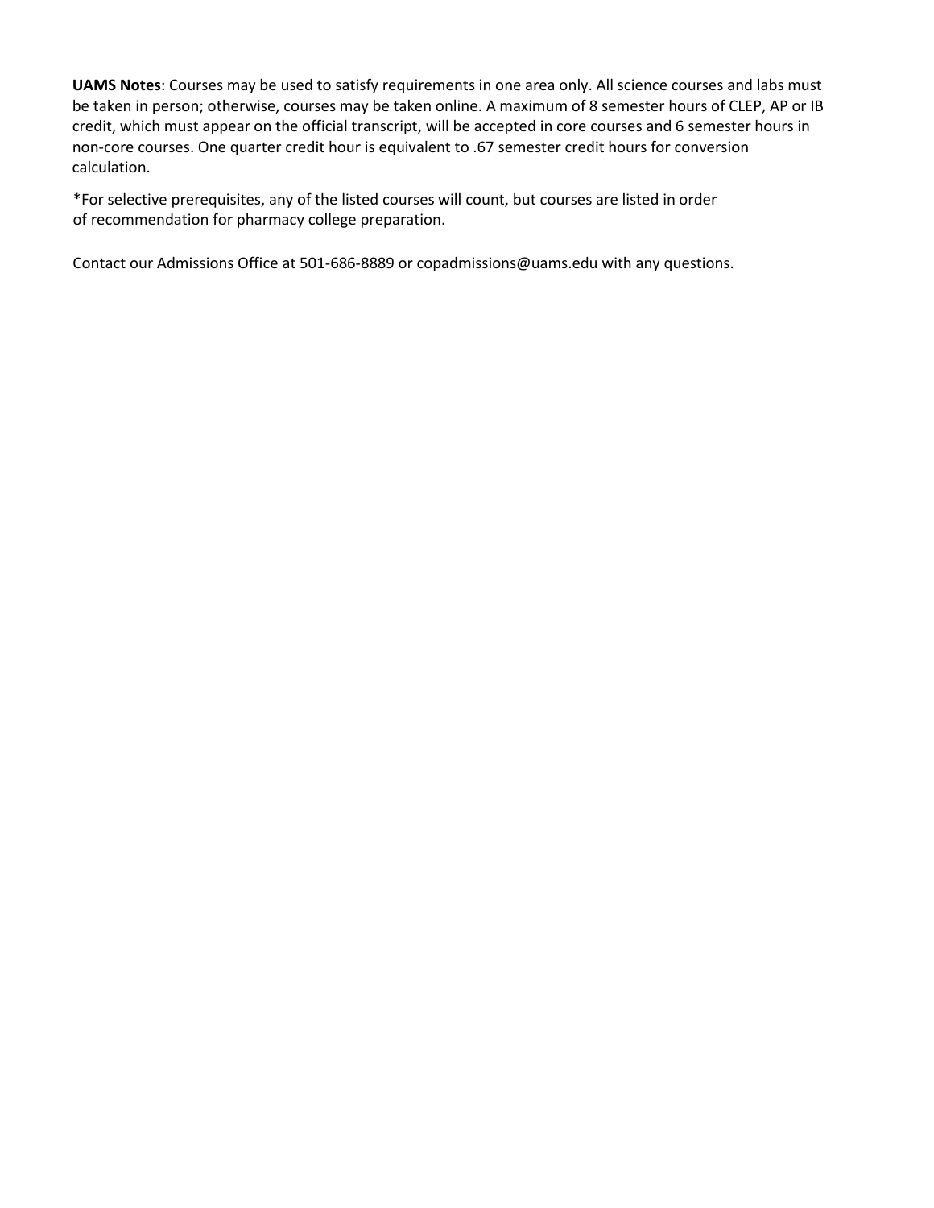**UAMS Notes**: Courses may be used to satisfy requirements in one area only. All science courses and labs must be taken in person; otherwise, courses may be taken online. A maximum of 8 semester hours of CLEP, AP or IB credit, which must appear on the official transcript, will be accepted in core courses and 6 semester hours in non-core courses. One quarter credit hour is equivalent to .67 semester credit hours for conversion calculation.

*For selective prerequisites, any of the listed courses will count, but courses are listed in order of recommendation for pharmacy college preparation.

Contact our Admissions Office at 501-686-8889 or copadmissions@uams.edu with any questions.